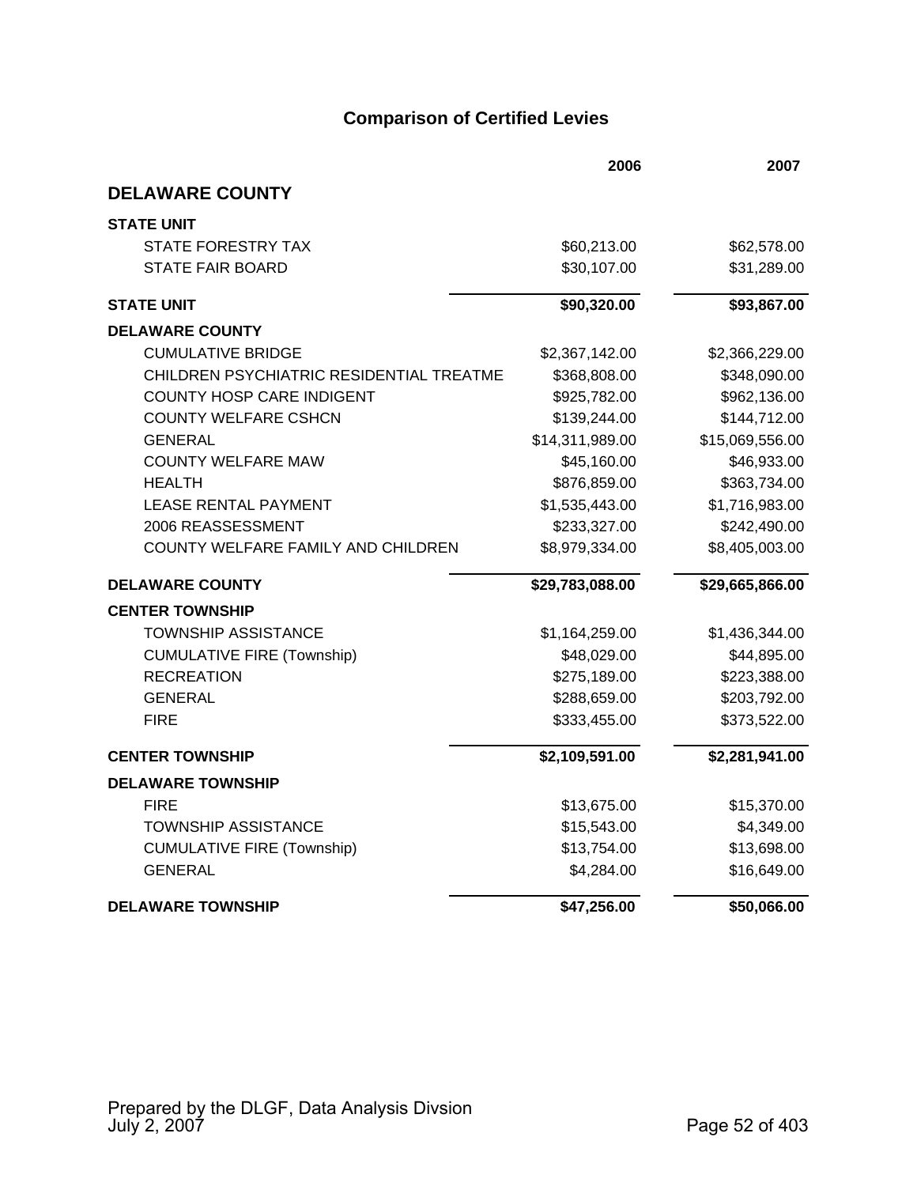# Comparison of Certified Levies

| | 2006 | 2007 |
|---|---|---|
| **DELAWARE COUNTY** | | |
| **STATE UNIT** | | |
| STATE FORESTRY TAX | $60,213.00 | $62,578.00 |
| STATE FAIR BOARD | $30,107.00 | $31,289.00 |
| **STATE UNIT** | **$90,320.00** | **$93,867.00** |
| **DELAWARE COUNTY** | | |
| CUMULATIVE BRIDGE | $2,367,142.00 | $2,366,229.00 |
| CHILDREN PSYCHIATRIC RESIDENTIAL TREATME | $368,808.00 | $348,090.00 |
| COUNTY HOSP CARE INDIGENT | $925,782.00 | $962,136.00 |
| COUNTY WELFARE CSHCN | $139,244.00 | $144,712.00 |
| GENERAL | $14,311,989.00 | $15,069,556.00 |
| COUNTY WELFARE MAW | $45,160.00 | $46,933.00 |
| HEALTH | $876,859.00 | $363,734.00 |
| LEASE RENTAL PAYMENT | $1,535,443.00 | $1,716,983.00 |
| 2006 REASSESSMENT | $233,327.00 | $242,490.00 |
| COUNTY WELFARE FAMILY AND CHILDREN | $8,979,334.00 | $8,405,003.00 |
| **DELAWARE COUNTY** | **$29,783,088.00** | **$29,665,866.00** |
| **CENTER TOWNSHIP** | | |
| TOWNSHIP ASSISTANCE | $1,164,259.00 | $1,436,344.00 |
| CUMULATIVE FIRE (Township) | $48,029.00 | $44,895.00 |
| RECREATION | $275,189.00 | $223,388.00 |
| GENERAL | $288,659.00 | $203,792.00 |
| FIRE | $333,455.00 | $373,522.00 |
| **CENTER TOWNSHIP** | **$2,109,591.00** | **$2,281,941.00** |
| **DELAWARE TOWNSHIP** | | |
| FIRE | $13,675.00 | $15,370.00 |
| TOWNSHIP ASSISTANCE | $15,543.00 | $4,349.00 |
| CUMULATIVE FIRE (Township) | $13,754.00 | $13,698.00 |
| GENERAL | $4,284.00 | $16,649.00 |
| **DELAWARE TOWNSHIP** | **$47,256.00** | **$50,066.00** |

Prepared by the DLGF, Data Analysis Divsion
July 2, 2007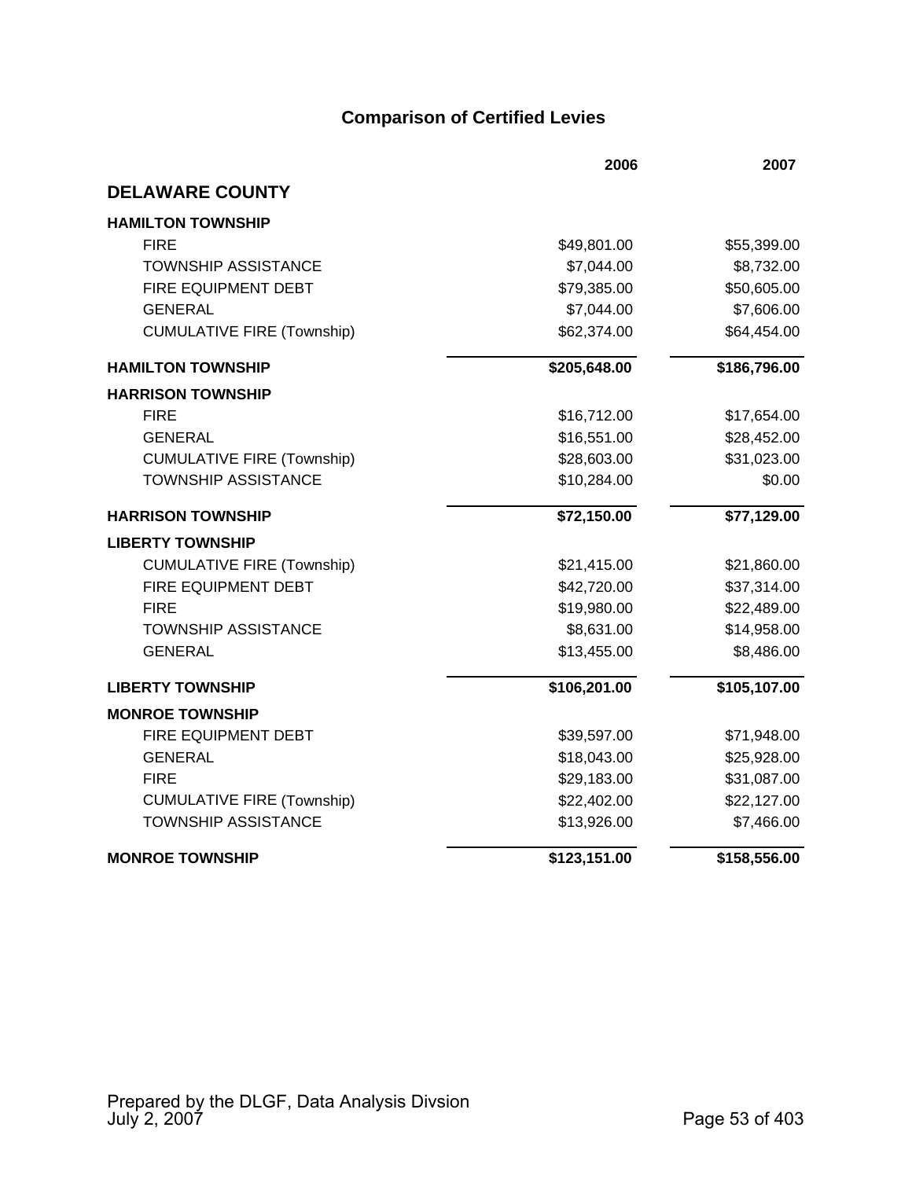## Comparison of Certified Levies

| | 2006 | 2007 |
|---|---|---|
| **DELAWARE COUNTY** | | |
| **HAMILTON TOWNSHIP** | | |
| FIRE | $49,801.00 | $55,399.00 |
| TOWNSHIP ASSISTANCE | $7,044.00 | $8,732.00 |
| FIRE EQUIPMENT DEBT | $79,385.00 | $50,605.00 |
| GENERAL | $7,044.00 | $7,606.00 |
| CUMULATIVE FIRE (Township) | $62,374.00 | $64,454.00 |
| **HAMILTON TOWNSHIP** | **$205,648.00** | **$186,796.00** |
| **HARRISON TOWNSHIP** | | |
| FIRE | $16,712.00 | $17,654.00 |
| GENERAL | $16,551.00 | $28,452.00 |
| CUMULATIVE FIRE (Township) | $28,603.00 | $31,023.00 |
| TOWNSHIP ASSISTANCE | $10,284.00 | $0.00 |
| **HARRISON TOWNSHIP** | **$72,150.00** | **$77,129.00** |
| **LIBERTY TOWNSHIP** | | |
| CUMULATIVE FIRE (Township) | $21,415.00 | $21,860.00 |
| FIRE EQUIPMENT DEBT | $42,720.00 | $37,314.00 |
| FIRE | $19,980.00 | $22,489.00 |
| TOWNSHIP ASSISTANCE | $8,631.00 | $14,958.00 |
| GENERAL | $13,455.00 | $8,486.00 |
| **LIBERTY TOWNSHIP** | **$106,201.00** | **$105,107.00** |
| **MONROE TOWNSHIP** | | |
| FIRE EQUIPMENT DEBT | $39,597.00 | $71,948.00 |
| GENERAL | $18,043.00 | $25,928.00 |
| FIRE | $29,183.00 | $31,087.00 |
| CUMULATIVE FIRE (Township) | $22,402.00 | $22,127.00 |
| TOWNSHIP ASSISTANCE | $13,926.00 | $7,466.00 |
| **MONROE TOWNSHIP** | **$123,151.00** | **$158,556.00** |

Prepared by the DLGF, Data Analysis Divsion
July 2, 2007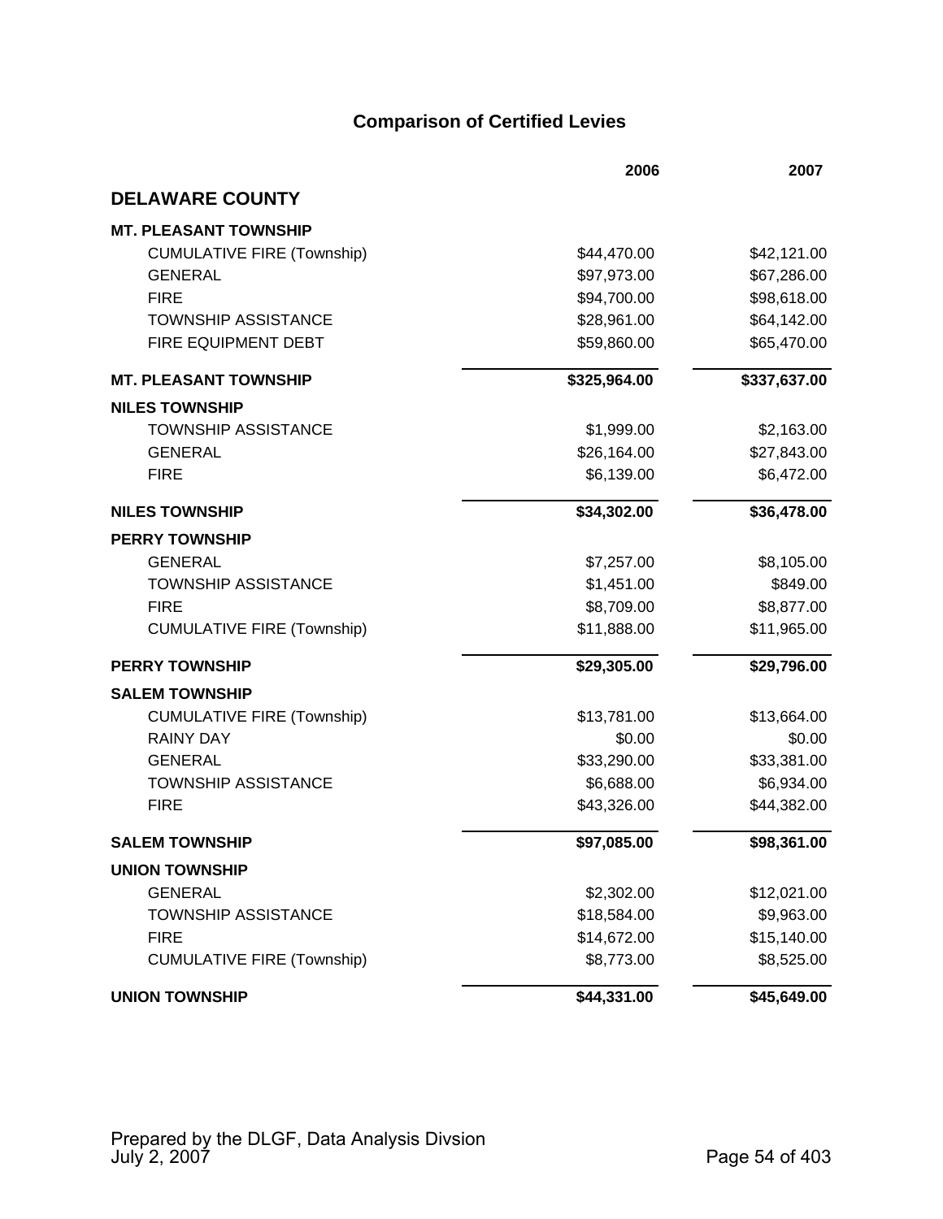# Comparison of Certified Levies

| | 2006 | 2007 |
|---|---|---|
| **DELAWARE COUNTY** | | |
| **MT. PLEASANT TOWNSHIP** | | |
| CUMULATIVE FIRE (Township) | $44,470.00 | $42,121.00 |
| GENERAL | $97,973.00 | $67,286.00 |
| FIRE | $94,700.00 | $98,618.00 |
| TOWNSHIP ASSISTANCE | $28,961.00 | $64,142.00 |
| FIRE EQUIPMENT DEBT | $59,860.00 | $65,470.00 |
| **MT. PLEASANT TOWNSHIP** | **$325,964.00** | **$337,637.00** |
| **NILES TOWNSHIP** | | |
| TOWNSHIP ASSISTANCE | $1,999.00 | $2,163.00 |
| GENERAL | $26,164.00 | $27,843.00 |
| FIRE | $6,139.00 | $6,472.00 |
| **NILES TOWNSHIP** | **$34,302.00** | **$36,478.00** |
| **PERRY TOWNSHIP** | | |
| GENERAL | $7,257.00 | $8,105.00 |
| TOWNSHIP ASSISTANCE | $1,451.00 | $849.00 |
| FIRE | $8,709.00 | $8,877.00 |
| CUMULATIVE FIRE (Township) | $11,888.00 | $11,965.00 |
| **PERRY TOWNSHIP** | **$29,305.00** | **$29,796.00** |
| **SALEM TOWNSHIP** | | |
| CUMULATIVE FIRE (Township) | $13,781.00 | $13,664.00 |
| RAINY DAY | $0.00 | $0.00 |
| GENERAL | $33,290.00 | $33,381.00 |
| TOWNSHIP ASSISTANCE | $6,688.00 | $6,934.00 |
| FIRE | $43,326.00 | $44,382.00 |
| **SALEM TOWNSHIP** | **$97,085.00** | **$98,361.00** |
| **UNION TOWNSHIP** | | |
| GENERAL | $2,302.00 | $12,021.00 |
| TOWNSHIP ASSISTANCE | $18,584.00 | $9,963.00 |
| FIRE | $14,672.00 | $15,140.00 |
| CUMULATIVE FIRE (Township) | $8,773.00 | $8,525.00 |
| **UNION TOWNSHIP** | **$44,331.00** | **$45,649.00** |

Prepared by the DLGF, Data Analysis Divsion
July 2, 2007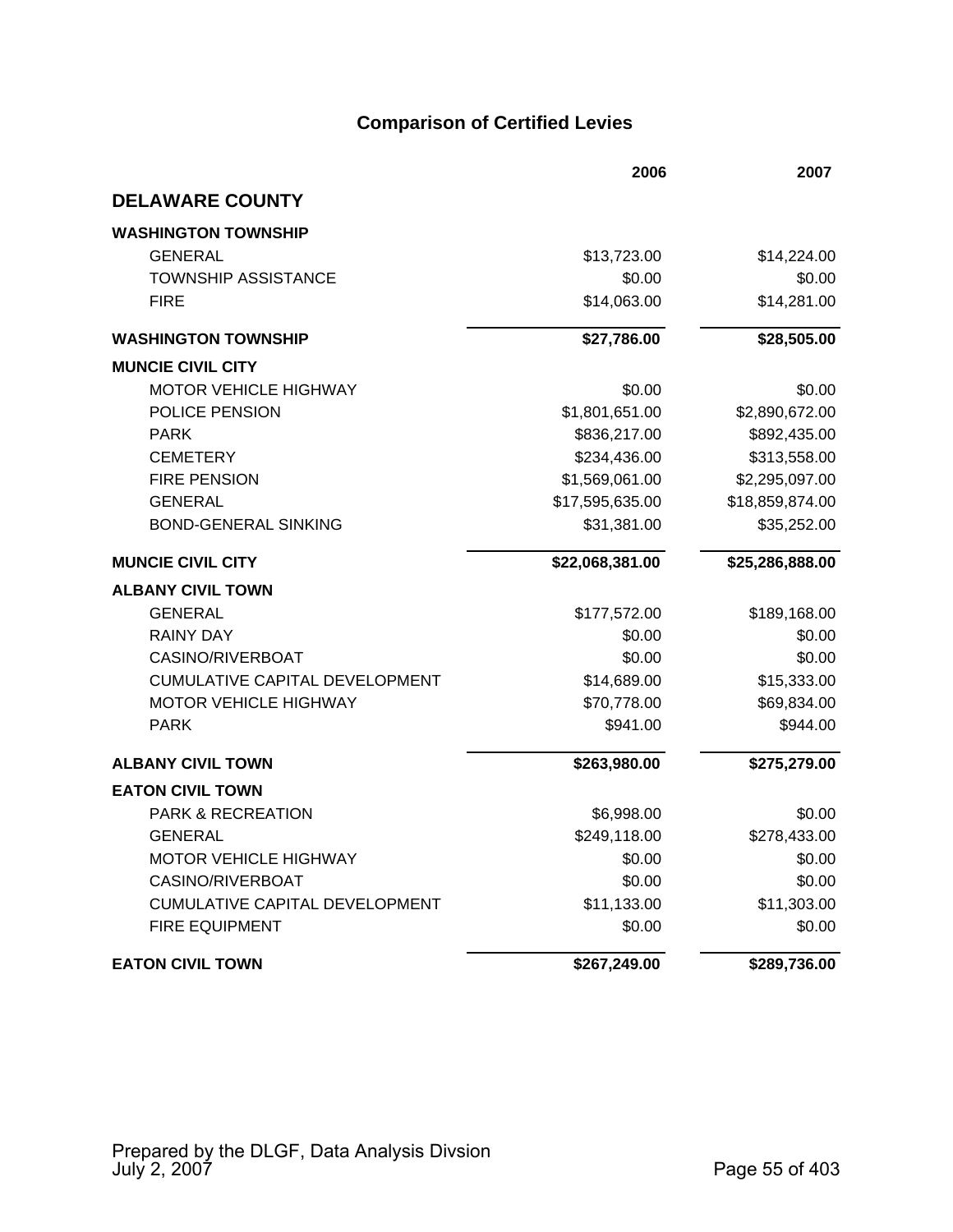# Comparison of Certified Levies

| | 2006 | 2007 |
|---|---|---|
| **DELAWARE COUNTY** | | |
| **WASHINGTON TOWNSHIP** | | |
| GENERAL | $13,723.00 | $14,224.00 |
| TOWNSHIP ASSISTANCE | $0.00 | $0.00 |
| FIRE | $14,063.00 | $14,281.00 |
| **WASHINGTON TOWNSHIP** | **$27,786.00** | **$28,505.00** |
| **MUNCIE CIVIL CITY** | | |
| MOTOR VEHICLE HIGHWAY | $0.00 | $0.00 |
| POLICE PENSION | $1,801,651.00 | $2,890,672.00 |
| PARK | $836,217.00 | $892,435.00 |
| CEMETERY | $234,436.00 | $313,558.00 |
| FIRE PENSION | $1,569,061.00 | $2,295,097.00 |
| GENERAL | $17,595,635.00 | $18,859,874.00 |
| BOND-GENERAL SINKING | $31,381.00 | $35,252.00 |
| **MUNCIE CIVIL CITY** | **$22,068,381.00** | **$25,286,888.00** |
| **ALBANY CIVIL TOWN** | | |
| GENERAL | $177,572.00 | $189,168.00 |
| RAINY DAY | $0.00 | $0.00 |
| CASINO/RIVERBOAT | $0.00 | $0.00 |
| CUMULATIVE CAPITAL DEVELOPMENT | $14,689.00 | $15,333.00 |
| MOTOR VEHICLE HIGHWAY | $70,778.00 | $69,834.00 |
| PARK | $941.00 | $944.00 |
| **ALBANY CIVIL TOWN** | **$263,980.00** | **$275,279.00** |
| **EATON CIVIL TOWN** | | |
| PARK & RECREATION | $6,998.00 | $0.00 |
| GENERAL | $249,118.00 | $278,433.00 |
| MOTOR VEHICLE HIGHWAY | $0.00 | $0.00 |
| CASINO/RIVERBOAT | $0.00 | $0.00 |
| CUMULATIVE CAPITAL DEVELOPMENT | $11,133.00 | $11,303.00 |
| FIRE EQUIPMENT | $0.00 | $0.00 |
| **EATON CIVIL TOWN** | **$267,249.00** | **$289,736.00** |

Prepared by the DLGF, Data Analysis Divsion
July 2, 2007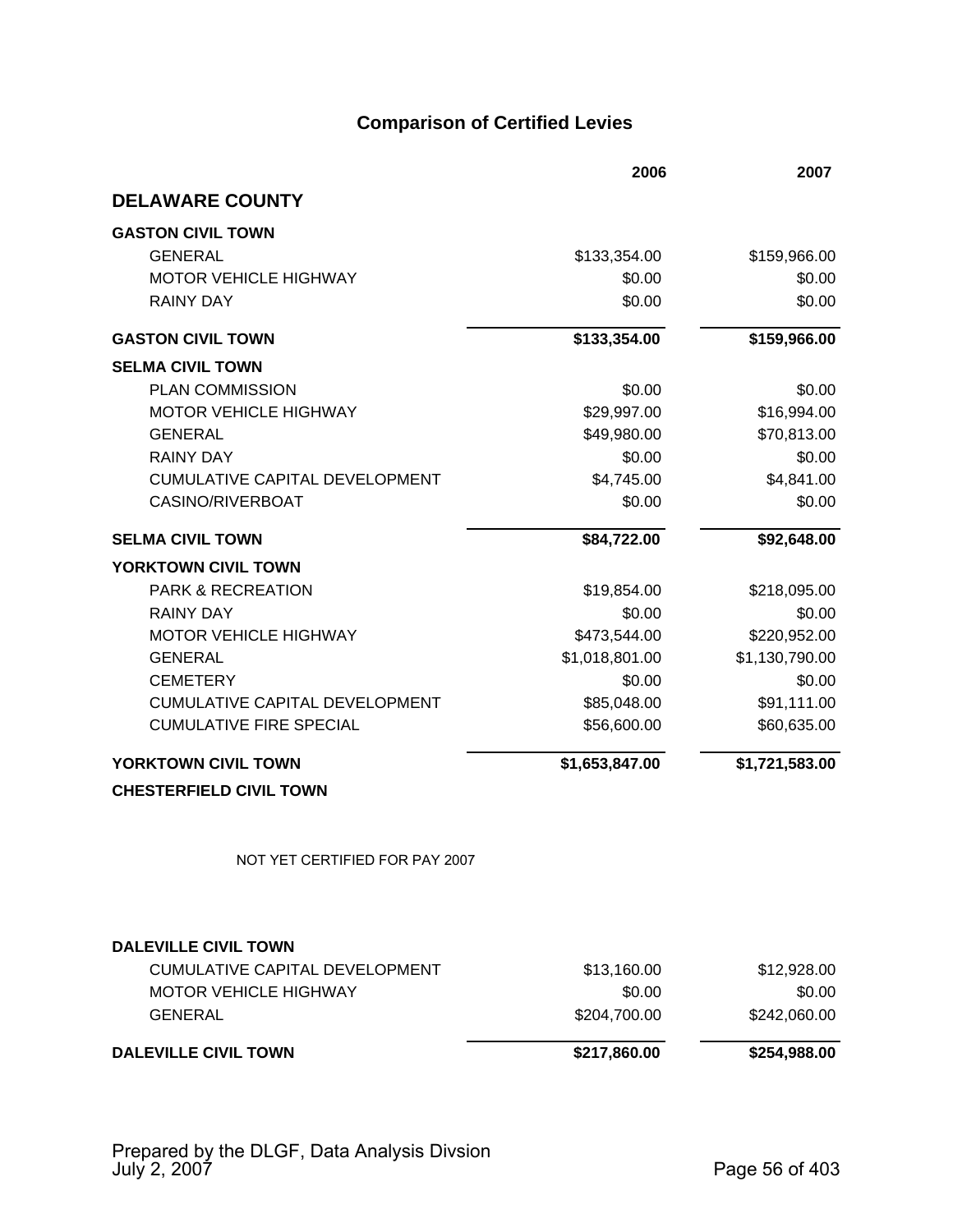# Comparison of Certified Levies

| | 2006 | 2007 |
|---|---|---|
| **DELAWARE COUNTY** | | |
| **GASTON CIVIL TOWN** | | |
| GENERAL | $133,354.00 | $159,966.00 |
| MOTOR VEHICLE HIGHWAY | $0.00 | $0.00 |
| RAINY DAY | $0.00 | $0.00 |
| **GASTON CIVIL TOWN** | **$133,354.00** | **$159,966.00** |
| **SELMA CIVIL TOWN** | | |
| PLAN COMMISSION | $0.00 | $0.00 |
| MOTOR VEHICLE HIGHWAY | $29,997.00 | $16,994.00 |
| GENERAL | $49,980.00 | $70,813.00 |
| RAINY DAY | $0.00 | $0.00 |
| CUMULATIVE CAPITAL DEVELOPMENT | $4,745.00 | $4,841.00 |
| CASINO/RIVERBOAT | $0.00 | $0.00 |
| **SELMA CIVIL TOWN** | **$84,722.00** | **$92,648.00** |
| **YORKTOWN CIVIL TOWN** | | |
| PARK & RECREATION | $19,854.00 | $218,095.00 |
| RAINY DAY | $0.00 | $0.00 |
| MOTOR VEHICLE HIGHWAY | $473,544.00 | $220,952.00 |
| GENERAL | $1,018,801.00 | $1,130,790.00 |
| CEMETERY | $0.00 | $0.00 |
| CUMULATIVE CAPITAL DEVELOPMENT | $85,048.00 | $91,111.00 |
| CUMULATIVE FIRE SPECIAL | $56,600.00 | $60,635.00 |
| **YORKTOWN CIVIL TOWN** | **$1,653,847.00** | **$1,721,583.00** |
| **CHESTERFIELD CIVIL TOWN** | | |
| NOT YET CERTIFIED FOR PAY 2007 | | |
| **DALEVILLE CIVIL TOWN** | | |
| CUMULATIVE CAPITAL DEVELOPMENT | $13,160.00 | $12,928.00 |
| MOTOR VEHICLE HIGHWAY | $0.00 | $0.00 |
| GENERAL | $204,700.00 | $242,060.00 |
| **DALEVILLE CIVIL TOWN** | **$217,860.00** | **$254,988.00** |

Prepared by the DLGF, Data Analysis Divsion
July 2, 2007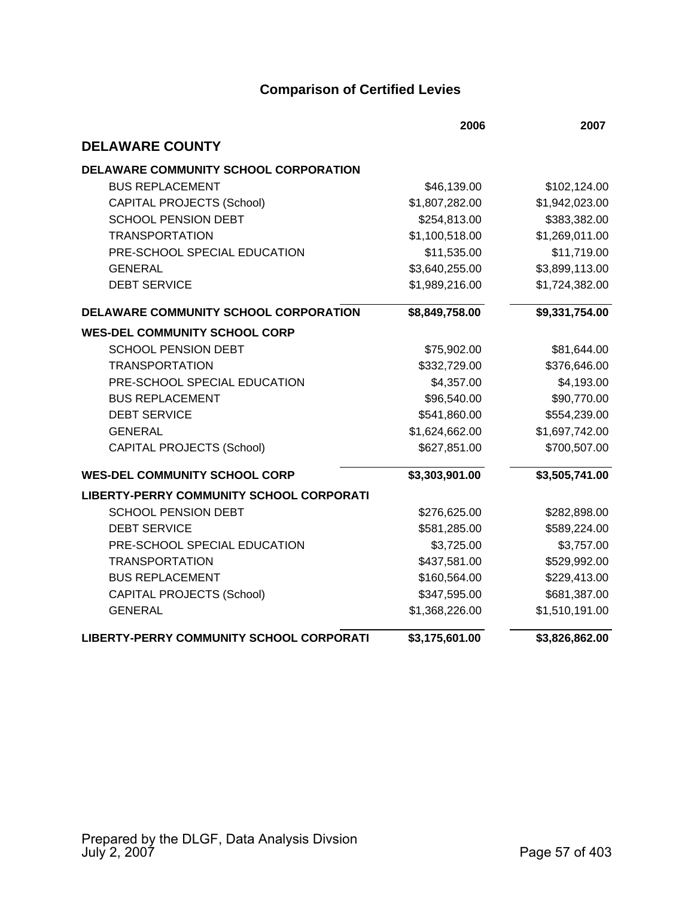# Comparison of Certified Levies

| | 2006 | 2007 |
|---|---|---|
| **DELAWARE COUNTY** | | |
| **DELAWARE COMMUNITY SCHOOL CORPORATION** | | |
| BUS REPLACEMENT | $46,139.00 | $102,124.00 |
| CAPITAL PROJECTS (School) | $1,807,282.00 | $1,942,023.00 |
| SCHOOL PENSION DEBT | $254,813.00 | $383,382.00 |
| TRANSPORTATION | $1,100,518.00 | $1,269,011.00 |
| PRE-SCHOOL SPECIAL EDUCATION | $11,535.00 | $11,719.00 |
| GENERAL | $3,640,255.00 | $3,899,113.00 |
| DEBT SERVICE | $1,989,216.00 | $1,724,382.00 |
| **DELAWARE COMMUNITY SCHOOL CORPORATION** | **$8,849,758.00** | **$9,331,754.00** |
| **WES-DEL COMMUNITY SCHOOL CORP** | | |
| SCHOOL PENSION DEBT | $75,902.00 | $81,644.00 |
| TRANSPORTATION | $332,729.00 | $376,646.00 |
| PRE-SCHOOL SPECIAL EDUCATION | $4,357.00 | $4,193.00 |
| BUS REPLACEMENT | $96,540.00 | $90,770.00 |
| DEBT SERVICE | $541,860.00 | $554,239.00 |
| GENERAL | $1,624,662.00 | $1,697,742.00 |
| CAPITAL PROJECTS (School) | $627,851.00 | $700,507.00 |
| **WES-DEL COMMUNITY SCHOOL CORP** | **$3,303,901.00** | **$3,505,741.00** |
| **LIBERTY-PERRY COMMUNITY SCHOOL CORPORATI** | | |
| SCHOOL PENSION DEBT | $276,625.00 | $282,898.00 |
| DEBT SERVICE | $581,285.00 | $589,224.00 |
| PRE-SCHOOL SPECIAL EDUCATION | $3,725.00 | $3,757.00 |
| TRANSPORTATION | $437,581.00 | $529,992.00 |
| BUS REPLACEMENT | $160,564.00 | $229,413.00 |
| CAPITAL PROJECTS (School) | $347,595.00 | $681,387.00 |
| GENERAL | $1,368,226.00 | $1,510,191.00 |
| **LIBERTY-PERRY COMMUNITY SCHOOL CORPORATI** | **$3,175,601.00** | **$3,826,862.00** |

Prepared by the DLGF, Data Analysis Divsion
July 2, 2007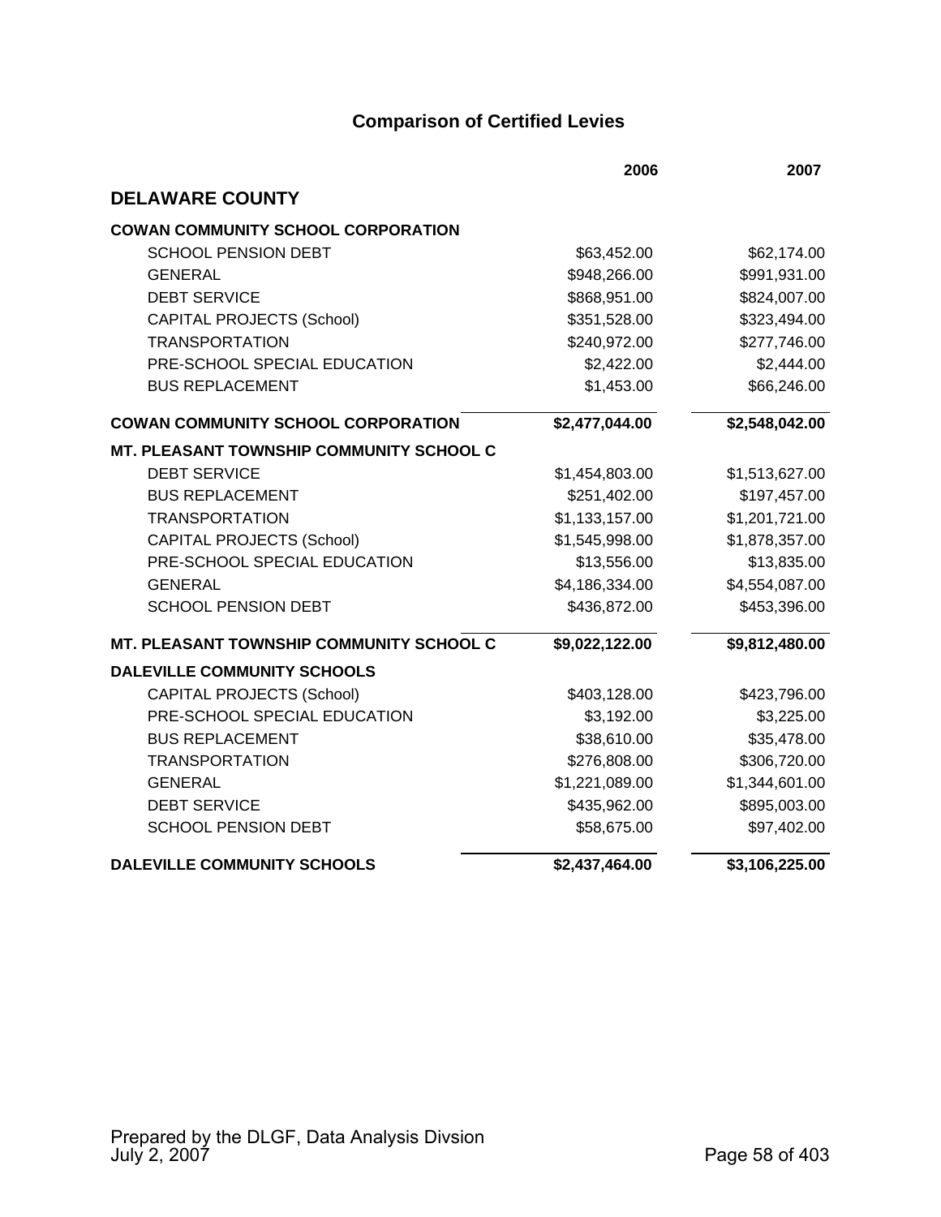# Comparison of Certified Levies

| | 2006 | 2007 |
|---|---|---|
| **DELAWARE COUNTY** | | |
| **COWAN COMMUNITY SCHOOL CORPORATION** | | |
| SCHOOL PENSION DEBT | $63,452.00 | $62,174.00 |
| GENERAL | $948,266.00 | $991,931.00 |
| DEBT SERVICE | $868,951.00 | $824,007.00 |
| CAPITAL PROJECTS (School) | $351,528.00 | $323,494.00 |
| TRANSPORTATION | $240,972.00 | $277,746.00 |
| PRE-SCHOOL SPECIAL EDUCATION | $2,422.00 | $2,444.00 |
| BUS REPLACEMENT | $1,453.00 | $66,246.00 |
| **COWAN COMMUNITY SCHOOL CORPORATION** | **$2,477,044.00** | **$2,548,042.00** |
| **MT. PLEASANT TOWNSHIP COMMUNITY SCHOOL C** | | |
| DEBT SERVICE | $1,454,803.00 | $1,513,627.00 |
| BUS REPLACEMENT | $251,402.00 | $197,457.00 |
| TRANSPORTATION | $1,133,157.00 | $1,201,721.00 |
| CAPITAL PROJECTS (School) | $1,545,998.00 | $1,878,357.00 |
| PRE-SCHOOL SPECIAL EDUCATION | $13,556.00 | $13,835.00 |
| GENERAL | $4,186,334.00 | $4,554,087.00 |
| SCHOOL PENSION DEBT | $436,872.00 | $453,396.00 |
| **MT. PLEASANT TOWNSHIP COMMUNITY SCHOOL C** | **$9,022,122.00** | **$9,812,480.00** |
| **DALEVILLE COMMUNITY SCHOOLS** | | |
| CAPITAL PROJECTS (School) | $403,128.00 | $423,796.00 |
| PRE-SCHOOL SPECIAL EDUCATION | $3,192.00 | $3,225.00 |
| BUS REPLACEMENT | $38,610.00 | $35,478.00 |
| TRANSPORTATION | $276,808.00 | $306,720.00 |
| GENERAL | $1,221,089.00 | $1,344,601.00 |
| DEBT SERVICE | $435,962.00 | $895,003.00 |
| SCHOOL PENSION DEBT | $58,675.00 | $97,402.00 |
| **DALEVILLE COMMUNITY SCHOOLS** | **$2,437,464.00** | **$3,106,225.00** |

Prepared by the DLGF, Data Analysis Divsion
July 2, 2007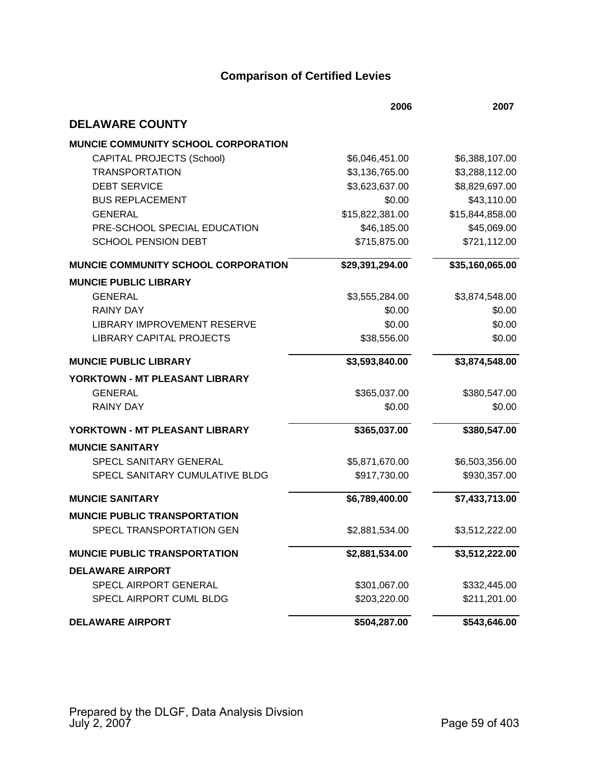# Comparison of Certified Levies

| | 2006 | 2007 |
|---|---|---|
| **DELAWARE COUNTY** | | |
| **MUNCIE COMMUNITY SCHOOL CORPORATION** | | |
| CAPITAL PROJECTS (School) | $6,046,451.00 | $6,388,107.00 |
| TRANSPORTATION | $3,136,765.00 | $3,288,112.00 |
| DEBT SERVICE | $3,623,637.00 | $8,829,697.00 |
| BUS REPLACEMENT | $0.00 | $43,110.00 |
| GENERAL | $15,822,381.00 | $15,844,858.00 |
| PRE-SCHOOL SPECIAL EDUCATION | $46,185.00 | $45,069.00 |
| SCHOOL PENSION DEBT | $715,875.00 | $721,112.00 |
| **MUNCIE COMMUNITY SCHOOL CORPORATION** | **$29,391,294.00** | **$35,160,065.00** |
| **MUNCIE PUBLIC LIBRARY** | | |
| GENERAL | $3,555,284.00 | $3,874,548.00 |
| RAINY DAY | $0.00 | $0.00 |
| LIBRARY IMPROVEMENT RESERVE | $0.00 | $0.00 |
| LIBRARY CAPITAL PROJECTS | $38,556.00 | $0.00 |
| **MUNCIE PUBLIC LIBRARY** | **$3,593,840.00** | **$3,874,548.00** |
| **YORKTOWN - MT PLEASANT LIBRARY** | | |
| GENERAL | $365,037.00 | $380,547.00 |
| RAINY DAY | $0.00 | $0.00 |
| **YORKTOWN - MT PLEASANT LIBRARY** | **$365,037.00** | **$380,547.00** |
| **MUNCIE SANITARY** | | |
| SPECL SANITARY GENERAL | $5,871,670.00 | $6,503,356.00 |
| SPECL SANITARY CUMULATIVE BLDG | $917,730.00 | $930,357.00 |
| **MUNCIE SANITARY** | **$6,789,400.00** | **$7,433,713.00** |
| **MUNCIE PUBLIC TRANSPORTATION** | | |
| SPECL TRANSPORTATION GEN | $2,881,534.00 | $3,512,222.00 |
| **MUNCIE PUBLIC TRANSPORTATION** | **$2,881,534.00** | **$3,512,222.00** |
| **DELAWARE AIRPORT** | | |
| SPECL AIRPORT GENERAL | $301,067.00 | $332,445.00 |
| SPECL AIRPORT CUML BLDG | $203,220.00 | $211,201.00 |
| **DELAWARE AIRPORT** | **$504,287.00** | **$543,646.00** |

Prepared by the DLGF, Data Analysis Divsion
July 2, 2007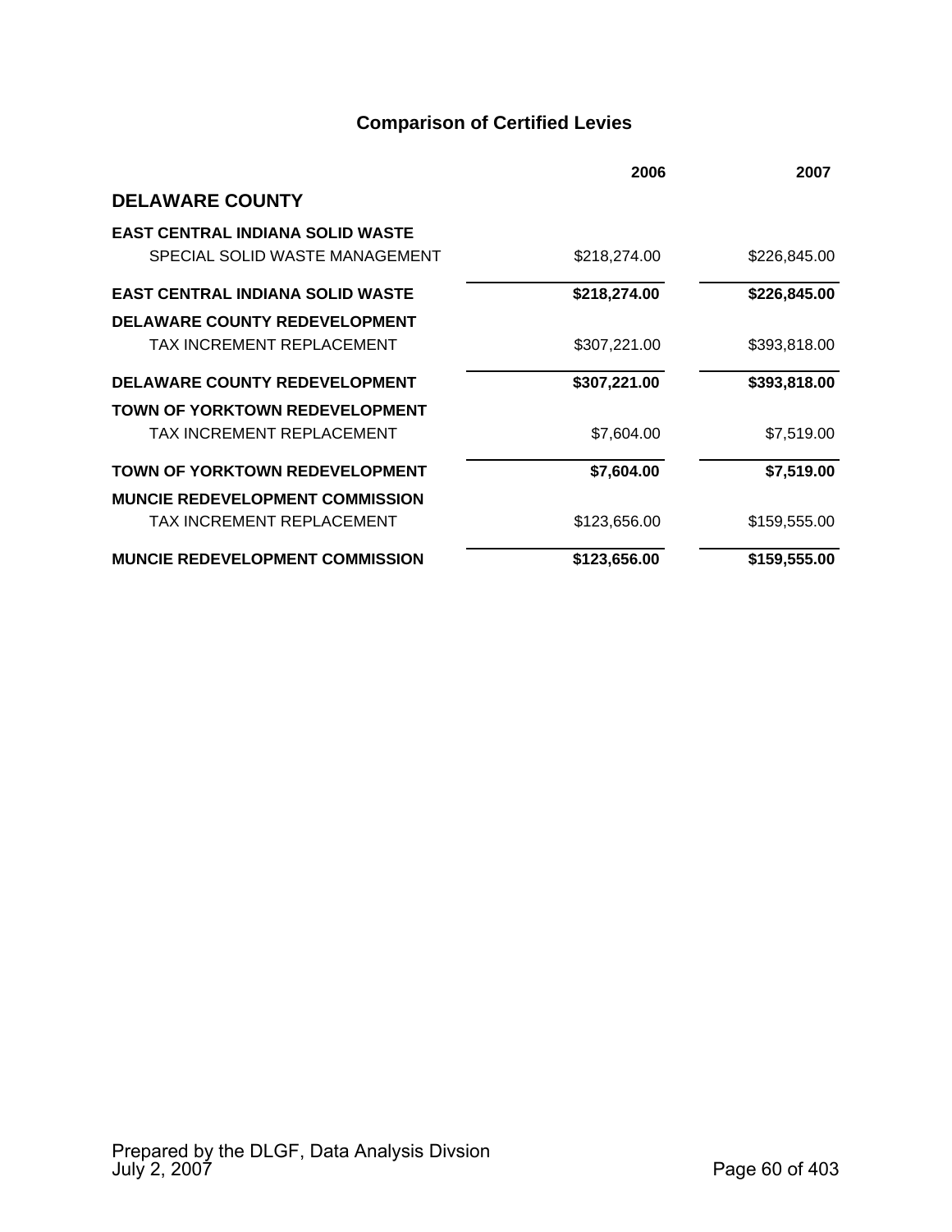# Comparison of Certified Levies

| | 2006 | 2007 |
|---|---|---|
| **DELAWARE COUNTY** | | |
| **EAST CENTRAL INDIANA SOLID WASTE** | | |
| SPECIAL SOLID WASTE MANAGEMENT | $218,274.00 | $226,845.00 |
| **EAST CENTRAL INDIANA SOLID WASTE** | **$218,274.00** | **$226,845.00** |
| **DELAWARE COUNTY REDEVELOPMENT** | | |
| TAX INCREMENT REPLACEMENT | $307,221.00 | $393,818.00 |
| **DELAWARE COUNTY REDEVELOPMENT** | **$307,221.00** | **$393,818.00** |
| **TOWN OF YORKTOWN REDEVELOPMENT** | | |
| TAX INCREMENT REPLACEMENT | $7,604.00 | $7,519.00 |
| **TOWN OF YORKTOWN REDEVELOPMENT** | **$7,604.00** | **$7,519.00** |
| **MUNCIE REDEVELOPMENT COMMISSION** | | |
| TAX INCREMENT REPLACEMENT | $123,656.00 | $159,555.00 |
| **MUNCIE REDEVELOPMENT COMMISSION** | **$123,656.00** | **$159,555.00** |

Prepared by the DLGF, Data Analysis Divsion
July 2, 2007